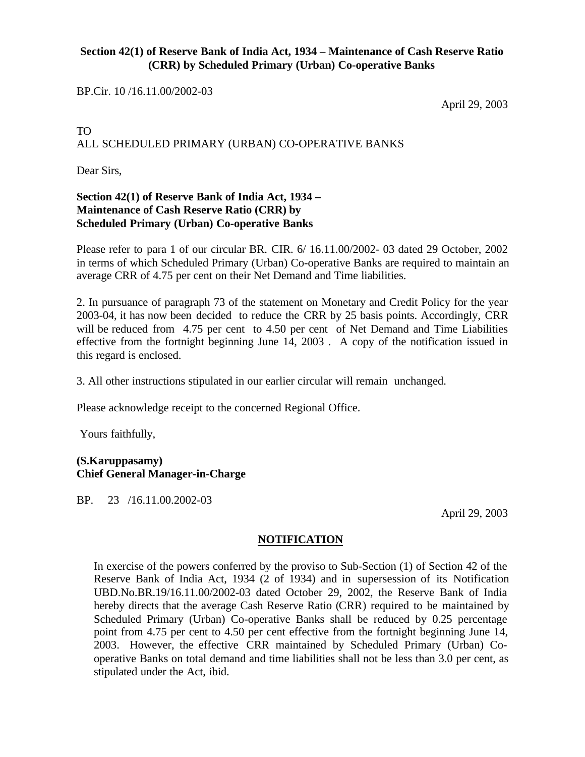**Section 42(1) of Reserve Bank of India Act, 1934 – Maintenance of Cash Reserve Ratio (CRR) by Scheduled Primary (Urban) Co-operative Banks**

BP.Cir. 10 /16.11.00/2002-03

April 29, 2003

TO
ALL SCHEDULED PRIMARY (URBAN) CO-OPERATIVE BANKS

Dear Sirs,

**Section 42(1) of Reserve Bank of India Act, 1934 –
Maintenance of Cash Reserve Ratio (CRR) by
Scheduled Primary (Urban) Co-operative Banks**

Please refer to para 1 of our circular BR. CIR. 6/ 16.11.00/2002- 03 dated 29 October, 2002 in terms of which Scheduled Primary (Urban) Co-operative Banks are required to maintain an average CRR of 4.75 per cent on their Net Demand and Time liabilities.

2. In pursuance of paragraph 73 of the statement on Monetary and Credit Policy for the year 2003-04, it has now been decided to reduce the CRR by 25 basis points. Accordingly, CRR will be reduced from 4.75 per cent to 4.50 per cent of Net Demand and Time Liabilities effective from the fortnight beginning June 14, 2003 . A copy of the notification issued in this regard is enclosed.

3. All other instructions stipulated in our earlier circular will remain unchanged.

Please acknowledge receipt to the concerned Regional Office.

Yours faithfully,

**(S.Karuppasamy)**
**Chief General Manager-in-Charge**

BP. 23 /16.11.00.2002-03

April 29, 2003

**NOTIFICATION**

In exercise of the powers conferred by the proviso to Sub-Section (1) of Section 42 of the Reserve Bank of India Act, 1934 (2 of 1934) and in supersession of its Notification UBD.No.BR.19/16.11.00/2002-03 dated October 29, 2002, the Reserve Bank of India hereby directs that the average Cash Reserve Ratio (CRR) required to be maintained by Scheduled Primary (Urban) Co-operative Banks shall be reduced by 0.25 percentage point from 4.75 per cent to 4.50 per cent effective from the fortnight beginning June 14, 2003. However, the effective CRR maintained by Scheduled Primary (Urban) Co-operative Banks on total demand and time liabilities shall not be less than 3.0 per cent, as stipulated under the Act, ibid.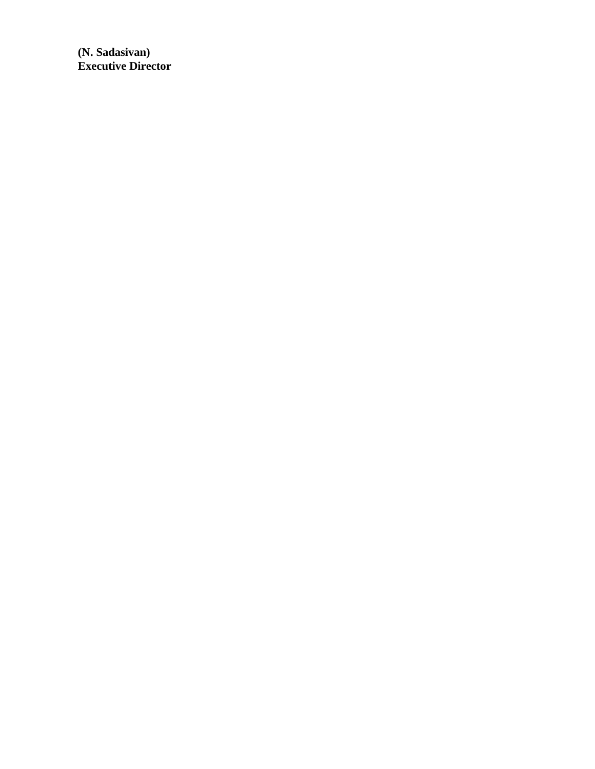**(N. Sadasivan)**
**Executive Director**